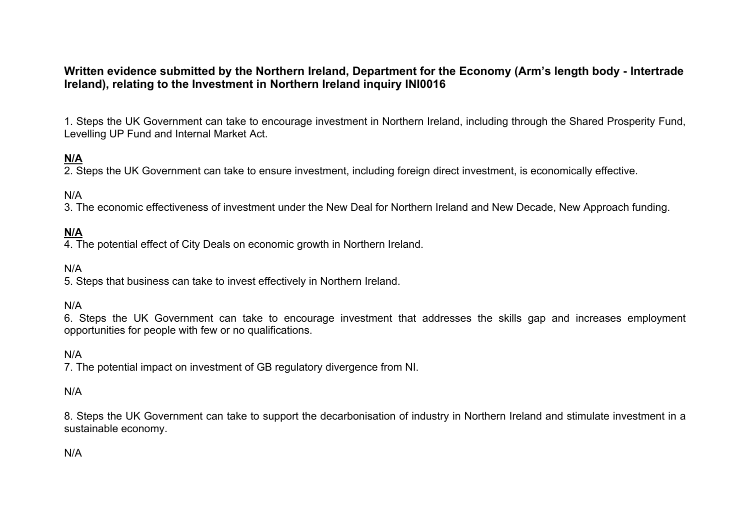**Written evidence submitted by the Northern Ireland, Department for the Economy (Arm's length body - Intertrade Ireland), relating to the Investment in Northern Ireland inquiry INI0016**

1. Steps the UK Government can take to encourage investment in Northern Ireland, including through the Shared Prosperity Fund, Levelling UP Fund and Internal Market Act.

**N/A**

2. Steps the UK Government can take to ensure investment, including foreign direct investment, is economically effective.

N/A

3. The economic effectiveness of investment under the New Deal for Northern Ireland and New Decade, New Approach funding.

**N/A**

4. The potential effect of City Deals on economic growth in Northern Ireland.

N/A

5. Steps that business can take to invest effectively in Northern Ireland.

N/A

6. Steps the UK Government can take to encourage investment that addresses the skills gap and increases employment opportunities for people with few or no qualifications.

N/A

7. The potential impact on investment of GB regulatory divergence from NI.

N/A

8. Steps the UK Government can take to support the decarbonisation of industry in Northern Ireland and stimulate investment in a sustainable economy.

N/A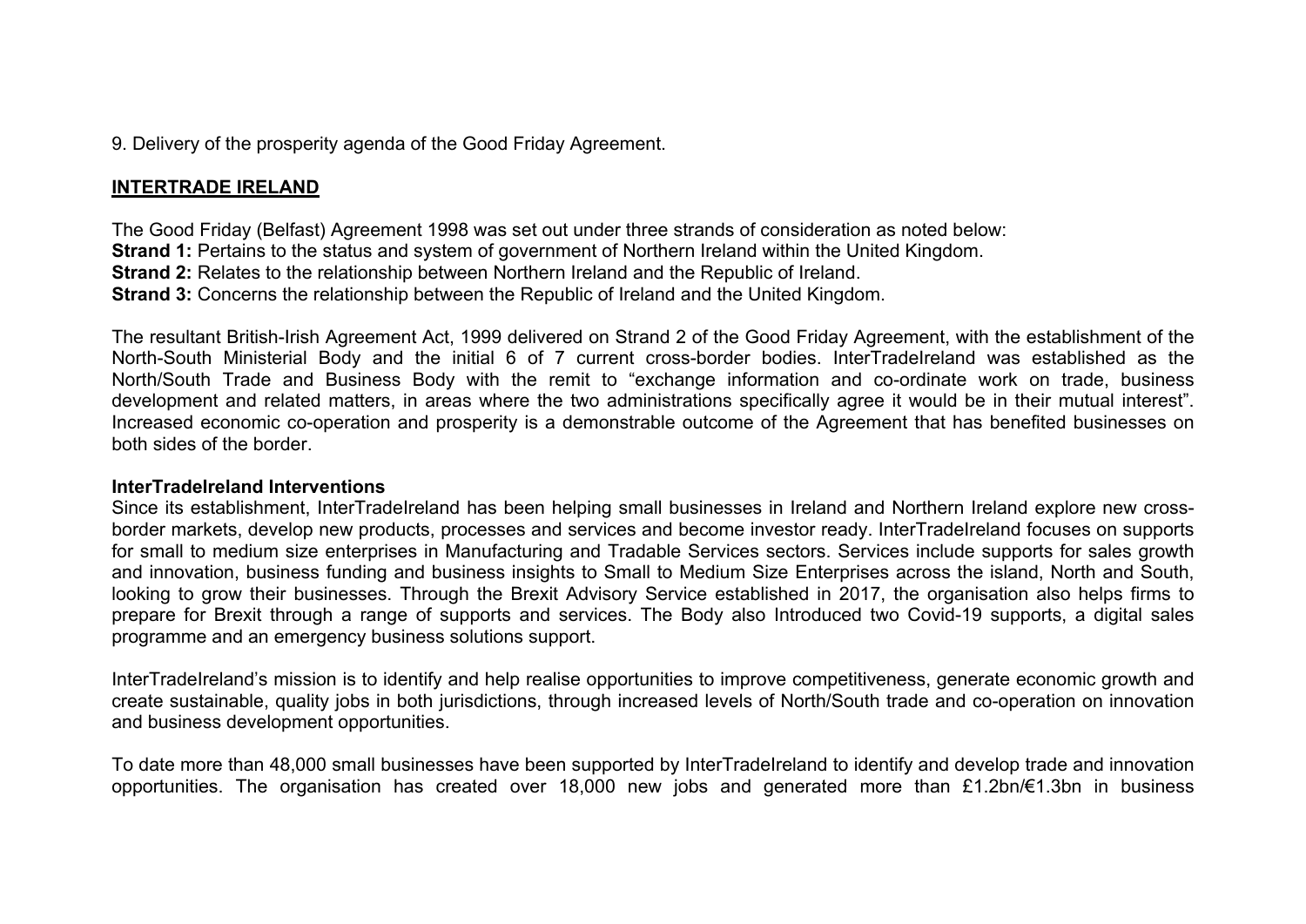9. Delivery of the prosperity agenda of the Good Friday Agreement.

## INTERTRADE IRELAND

The Good Friday (Belfast) Agreement 1998 was set out under three strands of consideration as noted below:
**Strand 1:** Pertains to the status and system of government of Northern Ireland within the United Kingdom.
**Strand 2:** Relates to the relationship between Northern Ireland and the Republic of Ireland.
**Strand 3:** Concerns the relationship between the Republic of Ireland and the United Kingdom.

The resultant British-Irish Agreement Act, 1999 delivered on Strand 2 of the Good Friday Agreement, with the establishment of the North-South Ministerial Body and the initial 6 of 7 current cross-border bodies. InterTradeIreland was established as the North/South Trade and Business Body with the remit to "exchange information and co-ordinate work on trade, business development and related matters, in areas where the two administrations specifically agree it would be in their mutual interest". Increased economic co-operation and prosperity is a demonstrable outcome of the Agreement that has benefited businesses on both sides of the border.

**InterTradeIreland Interventions**
Since its establishment, InterTradeIreland has been helping small businesses in Ireland and Northern Ireland explore new cross-border markets, develop new products, processes and services and become investor ready. InterTradeIreland focuses on supports for small to medium size enterprises in Manufacturing and Tradable Services sectors. Services include supports for sales growth and innovation, business funding and business insights to Small to Medium Size Enterprises across the island, North and South, looking to grow their businesses. Through the Brexit Advisory Service established in 2017, the organisation also helps firms to prepare for Brexit through a range of supports and services. The Body also Introduced two Covid-19 supports, a digital sales programme and an emergency business solutions support.

InterTradeIreland's mission is to identify and help realise opportunities to improve competitiveness, generate economic growth and create sustainable, quality jobs in both jurisdictions, through increased levels of North/South trade and co-operation on innovation and business development opportunities.

To date more than 48,000 small businesses have been supported by InterTradeIreland to identify and develop trade and innovation opportunities. The organisation has created over 18,000 new jobs and generated more than £1.2bn/€1.3bn in business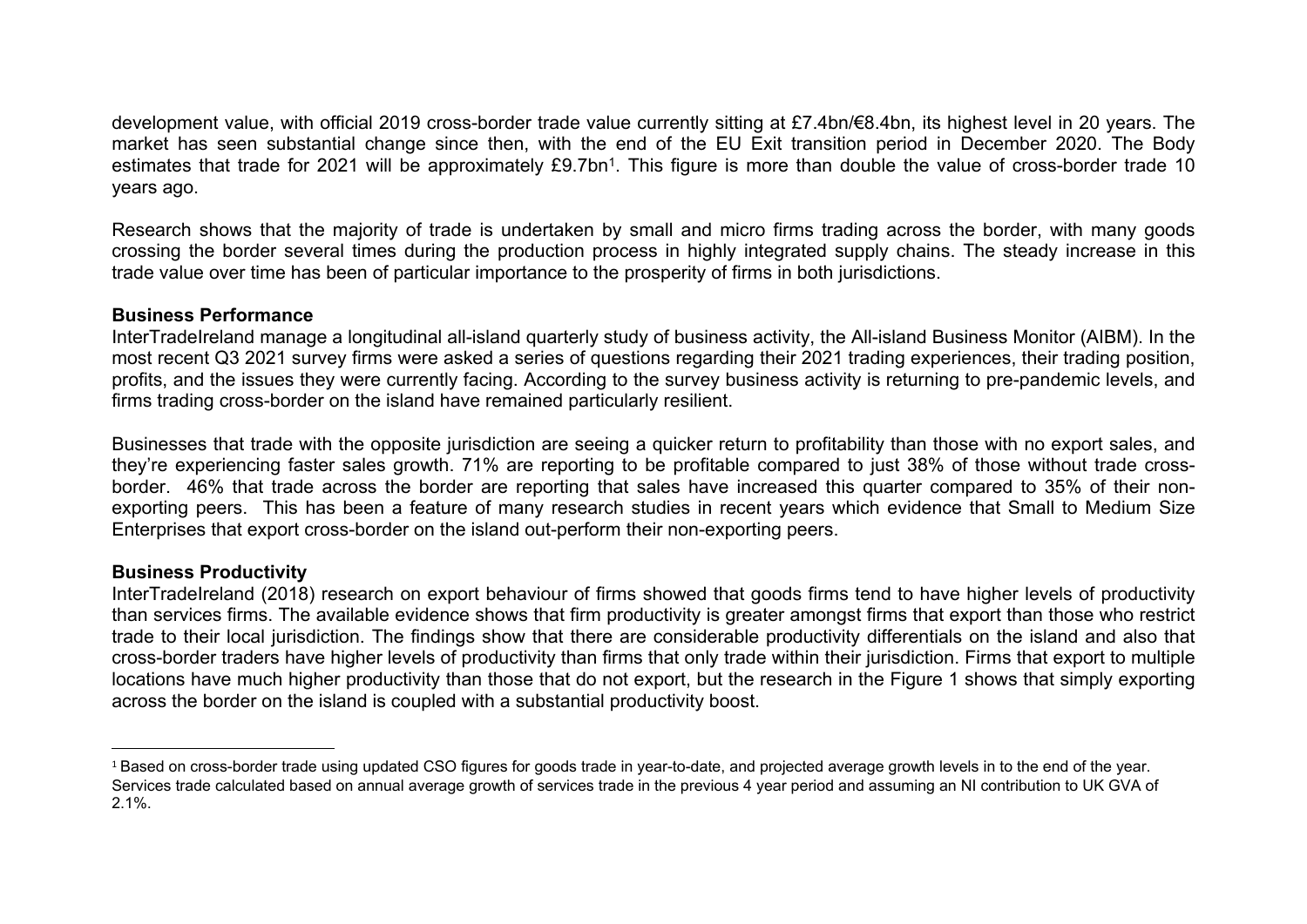development value, with official 2019 cross-border trade value currently sitting at £7.4bn/€8.4bn, its highest level in 20 years. The market has seen substantial change since then, with the end of the EU Exit transition period in December 2020. The Body estimates that trade for 2021 will be approximately £9.7bn[1]. This figure is more than double the value of cross-border trade 10 years ago.

Research shows that the majority of trade is undertaken by small and micro firms trading across the border, with many goods crossing the border several times during the production process in highly integrated supply chains. The steady increase in this trade value over time has been of particular importance to the prosperity of firms in both jurisdictions.

**Business Performance**

InterTradeIreland manage a longitudinal all-island quarterly study of business activity, the All-island Business Monitor (AIBM). In the most recent Q3 2021 survey firms were asked a series of questions regarding their 2021 trading experiences, their trading position, profits, and the issues they were currently facing. According to the survey business activity is returning to pre-pandemic levels, and firms trading cross-border on the island have remained particularly resilient.

Businesses that trade with the opposite jurisdiction are seeing a quicker return to profitability than those with no export sales, and they're experiencing faster sales growth. 71% are reporting to be profitable compared to just 38% of those without trade cross-border. 46% that trade across the border are reporting that sales have increased this quarter compared to 35% of their non-exporting peers. This has been a feature of many research studies in recent years which evidence that Small to Medium Size Enterprises that export cross-border on the island out-perform their non-exporting peers.

**Business Productivity**

InterTradeIreland (2018) research on export behaviour of firms showed that goods firms tend to have higher levels of productivity than services firms. The available evidence shows that firm productivity is greater amongst firms that export than those who restrict trade to their local jurisdiction. The findings show that there are considerable productivity differentials on the island and also that cross-border traders have higher levels of productivity than firms that only trade within their jurisdiction. Firms that export to multiple locations have much higher productivity than those that do not export, but the research in the Figure 1 shows that simply exporting across the border on the island is coupled with a substantial productivity boost.

---

[1] Based on cross-border trade using updated CSO figures for goods trade in year-to-date, and projected average growth levels in to the end of the year. Services trade calculated based on annual average growth of services trade in the previous 4 year period and assuming an NI contribution to UK GVA of 2.1%.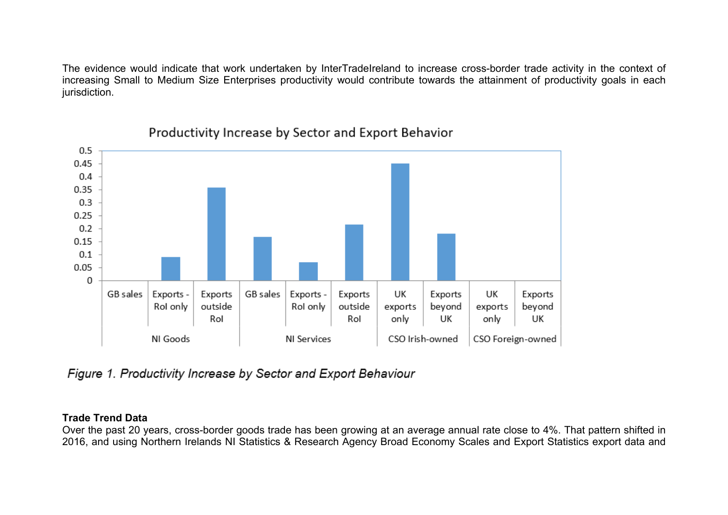The evidence would indicate that work undertaken by InterTradeIreland to increase cross-border trade activity in the context of increasing Small to Medium Size Enterprises productivity would contribute towards the attainment of productivity goals in each jurisdiction.

Productivity Increase by Sector and Export Behavior

0.5
0.45
0.4
0.35
0.3
0.25
0.2
0.15
0.1
0.05
0

GB sales
Exports - RoI only
Exports outside RoI
GB sales
Exports - RoI only
Exports outside RoI
UK exports only
Exports beyond UK
UK exports only
Exports beyond UK

NI Goods
NI Services
CSO Irish-owned
CSO Foreign-owned

*Figure 1. Productivity Increase by Sector and Export Behaviour*

**Trade Trend Data**

Over the past 20 years, cross-border goods trade has been growing at an average annual rate close to 4%. That pattern shifted in 2016, and using Northern Irelands NI Statistics & Research Agency Broad Economy Scales and Export Statistics export data and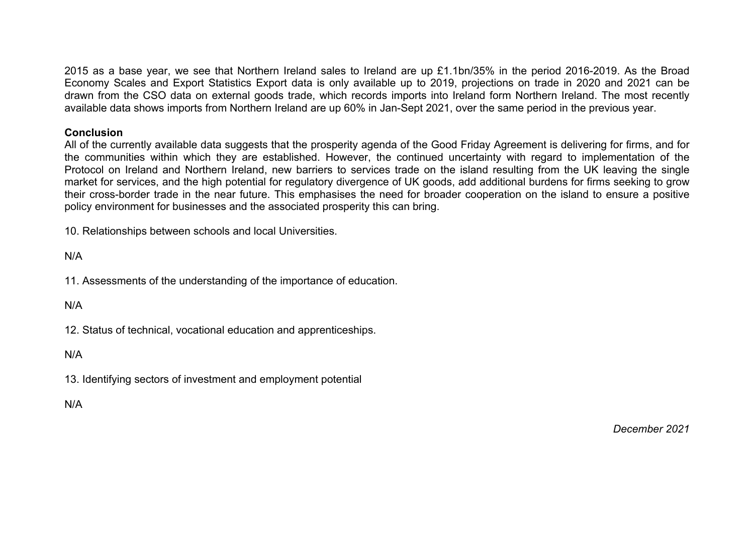2015 as a base year, we see that Northern Ireland sales to Ireland are up £1.1bn/35% in the period 2016-2019. As the Broad Economy Scales and Export Statistics Export data is only available up to 2019, projections on trade in 2020 and 2021 can be drawn from the CSO data on external goods trade, which records imports into Ireland form Northern Ireland. The most recently available data shows imports from Northern Ireland are up 60% in Jan-Sept 2021, over the same period in the previous year.

**Conclusion**

All of the currently available data suggests that the prosperity agenda of the Good Friday Agreement is delivering for firms, and for the communities within which they are established. However, the continued uncertainty with regard to implementation of the Protocol on Ireland and Northern Ireland, new barriers to services trade on the island resulting from the UK leaving the single market for services, and the high potential for regulatory divergence of UK goods, add additional burdens for firms seeking to grow their cross-border trade in the near future. This emphasises the need for broader cooperation on the island to ensure a positive policy environment for businesses and the associated prosperity this can bring.

10. Relationships between schools and local Universities.

N/A

11. Assessments of the understanding of the importance of education.

N/A

12. Status of technical, vocational education and apprenticeships.

N/A

13. Identifying sectors of investment and employment potential

N/A

*December 2021*